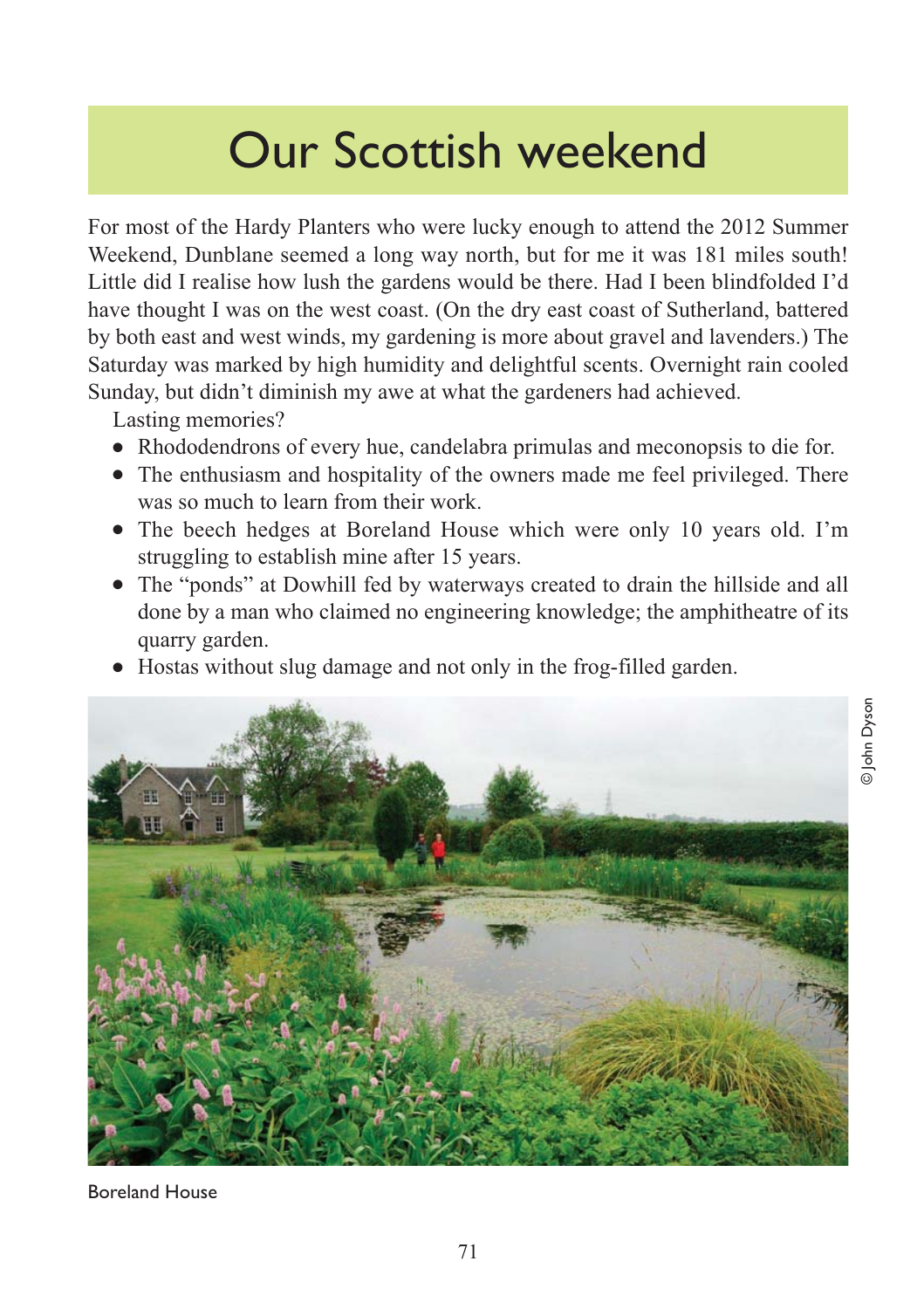# Our Scottish weekend

For most of the Hardy Planters who were lucky enough to attend the 2012 Summer Weekend, Dunblane seemed a long way north, but for me it was 181 miles south! Little did I realise how lush the gardens would be there. Had I been blindfolded I'd have thought I was on the west coast. (On the dry east coast of Sutherland, battered by both east and west winds, my gardening is more about gravel and lavenders.) The Saturday was marked by high humidity and delightful scents. Overnight rain cooled Sunday, but didn't diminish my awe at what the gardeners had achieved.

Lasting memories?

- Rhododendrons of every hue, candelabra primulas and meconopsis to die for.
- The enthusiasm and hospitality of the owners made me feel privileged. There was so much to learn from their work.
- The beech hedges at Boreland House which were only 10 years old. I'm struggling to establish mine after 15 years.
- The "ponds" at Dowhill fed by waterways created to drain the hillside and all done by a man who claimed no engineering knowledge; the amphitheatre of its quarry garden.
- Hostas without slug damage and not only in the frog-filled garden.

© John Dyson

Boreland House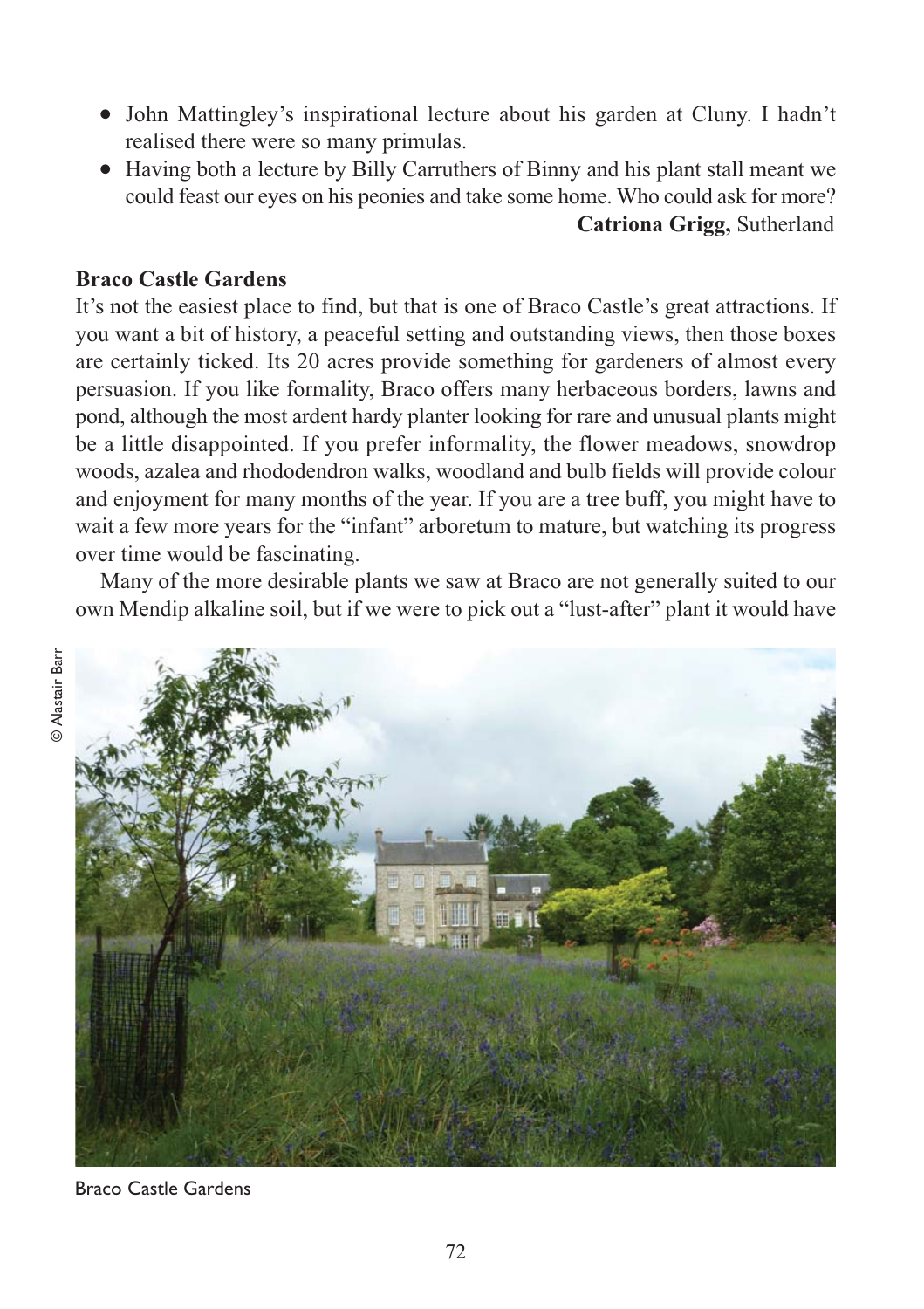- John Mattingley's inspirational lecture about his garden at Cluny. I hadn't realised there were so many primulas.
- Having both a lecture by Billy Carruthers of Binny and his plant stall meant we could feast our eyes on his peonies and take some home. Who could ask for more?

**Catriona Grigg,** Sutherland

**Braco Castle Gardens**

It's not the easiest place to find, but that is one of Braco Castle's great attractions. If you want a bit of history, a peaceful setting and outstanding views, then those boxes are certainly ticked. Its 20 acres provide something for gardeners of almost every persuasion. If you like formality, Braco offers many herbaceous borders, lawns and pond, although the most ardent hardy planter looking for rare and unusual plants might be a little disappointed. If you prefer informality, the flower meadows, snowdrop woods, azalea and rhododendron walks, woodland and bulb fields will provide colour and enjoyment for many months of the year. If you are a tree buff, you might have to wait a few more years for the "infant" arboretum to mature, but watching its progress over time would be fascinating.

Many of the more desirable plants we saw at Braco are not generally suited to our own Mendip alkaline soil, but if we were to pick out a "lust-after" plant it would have

© Alastair Barr

Braco Castle Gardens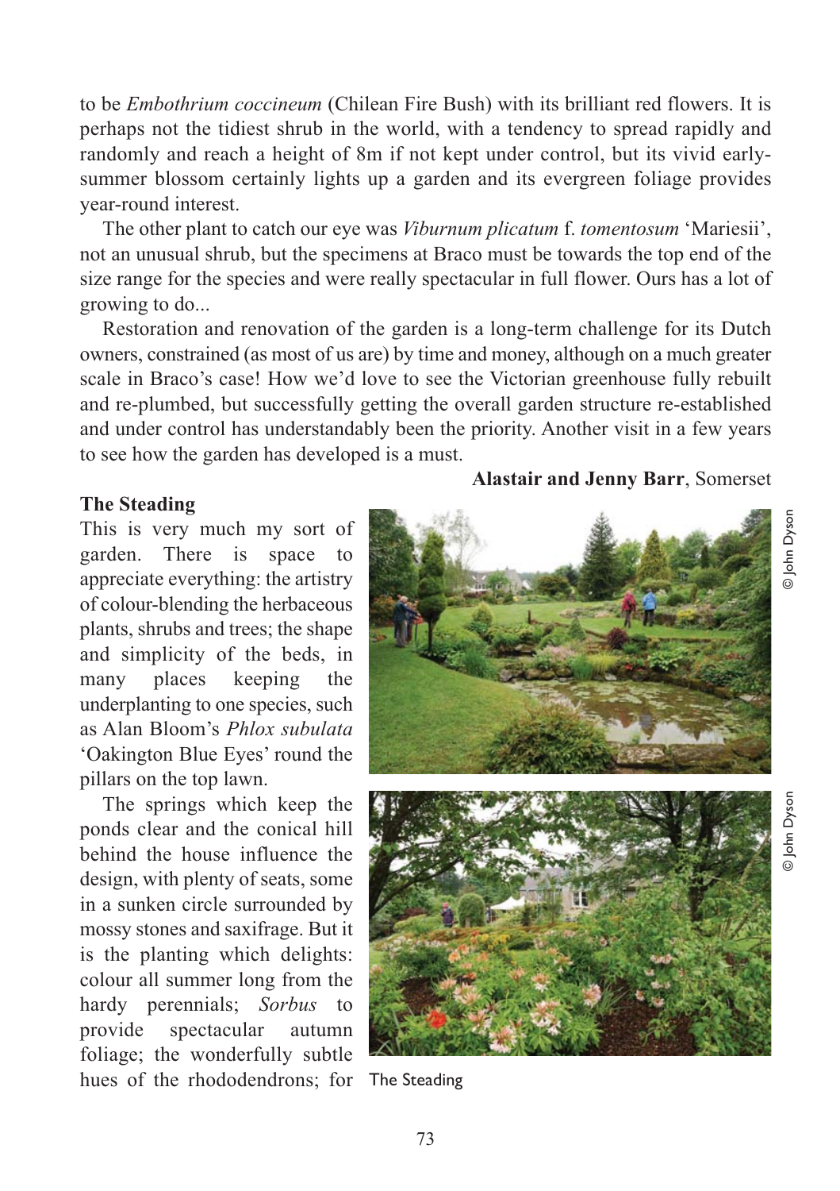to be *Embothrium coccineum* (Chilean Fire Bush) with its brilliant red flowers. It is perhaps not the tidiest shrub in the world, with a tendency to spread rapidly and randomly and reach a height of 8m if not kept under control, but its vivid early-summer blossom certainly lights up a garden and its evergreen foliage provides year-round interest.

The other plant to catch our eye was *Viburnum plicatum* f. *tomentosum* 'Mariesii', not an unusual shrub, but the specimens at Braco must be towards the top end of the size range for the species and were really spectacular in full flower. Ours has a lot of growing to do...

Restoration and renovation of the garden is a long-term challenge for its Dutch owners, constrained (as most of us are) by time and money, although on a much greater scale in Braco's case! How we'd love to see the Victorian greenhouse fully rebuilt and re-plumbed, but successfully getting the overall garden structure re-established and under control has understandably been the priority. Another visit in a few years to see how the garden has developed is a must.

**Alastair and Jenny Barr**, Somerset

### The Steading

This is very much my sort of garden. There is space to appreciate everything: the artistry of colour-blending the herbaceous plants, shrubs and trees; the shape and simplicity of the beds, in many places keeping the underplanting to one species, such as Alan Bloom's *Phlox subulata* 'Oakington Blue Eyes' round the pillars on the top lawn.

The springs which keep the ponds clear and the conical hill behind the house influence the design, with plenty of seats, some in a sunken circle surrounded by mossy stones and saxifrage. But it is the planting which delights: colour all summer long from the hardy perennials; *Sorbus* to provide spectacular autumn foliage; the wonderfully subtle hues of the rhododendrons; for

© John Dyson

© John Dyson

The Steading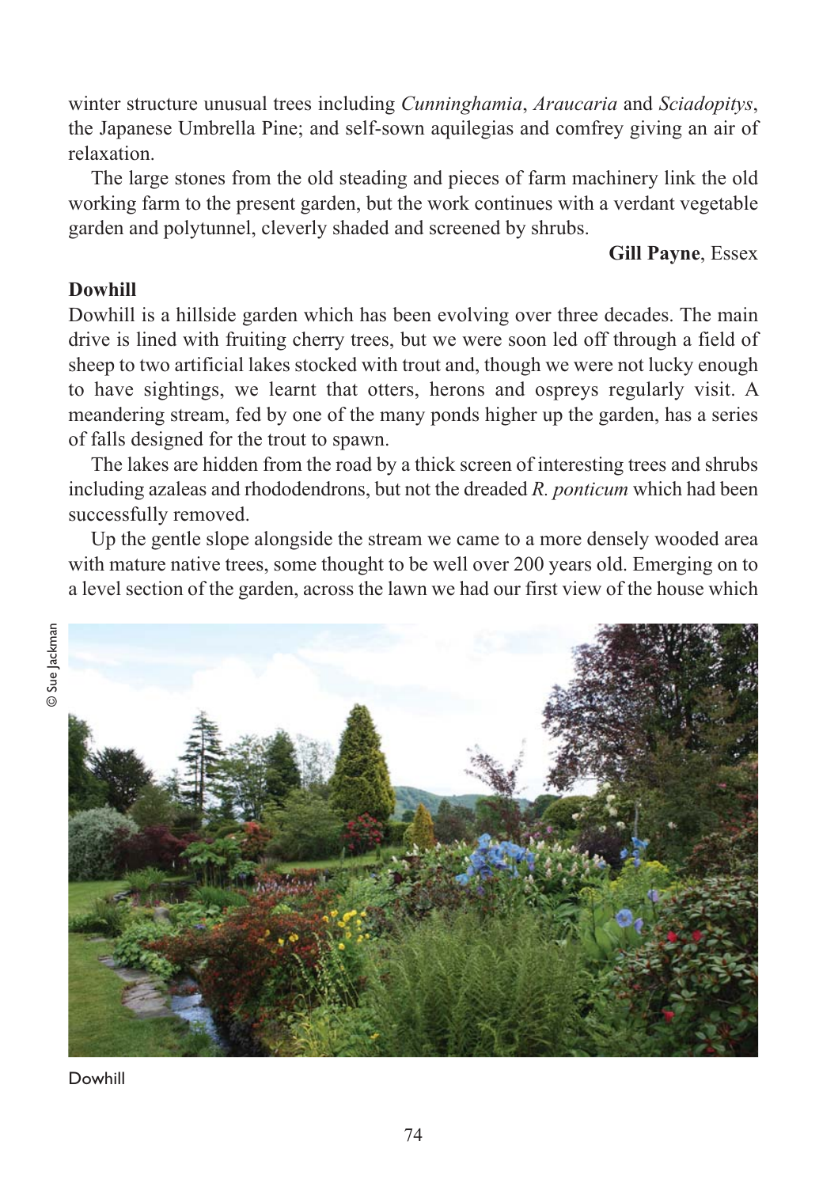winter structure unusual trees including *Cunninghamia*, *Araucaria* and *Sciadopitys*, the Japanese Umbrella Pine; and self-sown aquilegias and comfrey giving an air of relaxation.

The large stones from the old steading and pieces of farm machinery link the old working farm to the present garden, but the work continues with a verdant vegetable garden and polytunnel, cleverly shaded and screened by shrubs.

**Gill Payne**, Essex

### Dowhill

Dowhill is a hillside garden which has been evolving over three decades. The main drive is lined with fruiting cherry trees, but we were soon led off through a field of sheep to two artificial lakes stocked with trout and, though we were not lucky enough to have sightings, we learnt that otters, herons and ospreys regularly visit. A meandering stream, fed by one of the many ponds higher up the garden, has a series of falls designed for the trout to spawn.

The lakes are hidden from the road by a thick screen of interesting trees and shrubs including azaleas and rhododendrons, but not the dreaded *R. ponticum* which had been successfully removed.

Up the gentle slope alongside the stream we came to a more densely wooded area with mature native trees, some thought to be well over 200 years old. Emerging on to a level section of the garden, across the lawn we had our first view of the house which

© Sue Jackman

Dowhill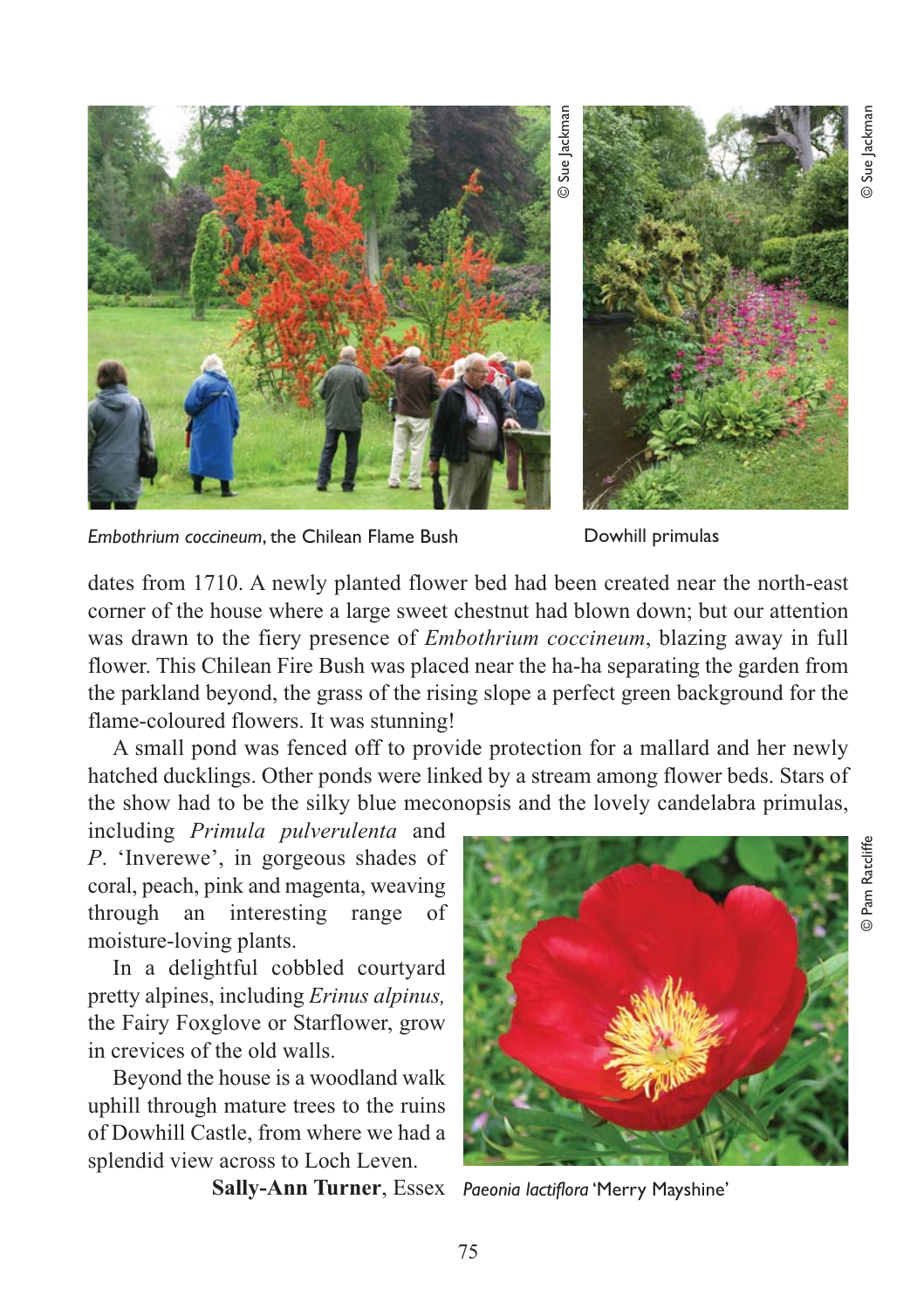*Embothrium coccineum*, the Chilean Flame Bush

Dowhill primulas

dates from 1710. A newly planted flower bed had been created near the north-east corner of the house where a large sweet chestnut had blown down; but our attention was drawn to the fiery presence of *Embothrium coccineum*, blazing away in full flower. This Chilean Fire Bush was placed near the ha-ha separating the garden from the parkland beyond, the grass of the rising slope a perfect green background for the flame-coloured flowers. It was stunning!

A small pond was fenced off to provide protection for a mallard and her newly hatched ducklings. Other ponds were linked by a stream among flower beds. Stars of the show had to be the silky blue meconopsis and the lovely candelabra primulas, including *Primula pulverulenta* and *P*. 'Inverewe', in gorgeous shades of coral, peach, pink and magenta, weaving through an interesting range of moisture-loving plants.

In a delightful cobbled courtyard pretty alpines, including *Erinus alpinus,* the Fairy Foxglove or Starflower, grow in crevices of the old walls.

Beyond the house is a woodland walk uphill through mature trees to the ruins of Dowhill Castle, from where we had a splendid view across to Loch Leven.

**Sally-Ann Turner**, Essex

*Paeonia lactiflora* 'Merry Mayshine'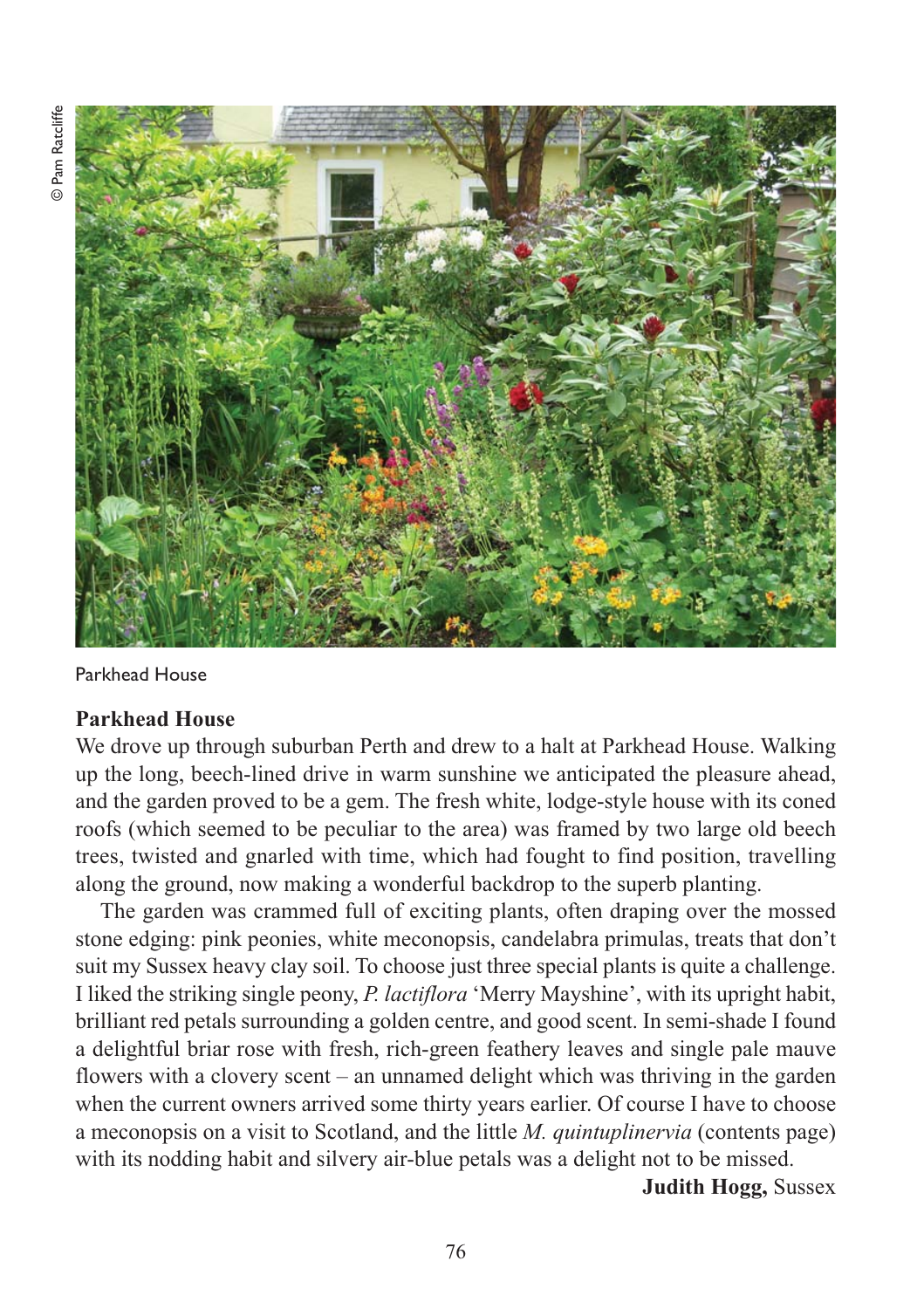© Pam Ratcliffe

Parkhead House

**Parkhead House**

We drove up through suburban Perth and drew to a halt at Parkhead House. Walking up the long, beech-lined drive in warm sunshine we anticipated the pleasure ahead, and the garden proved to be a gem. The fresh white, lodge-style house with its coned roofs (which seemed to be peculiar to the area) was framed by two large old beech trees, twisted and gnarled with time, which had fought to find position, travelling along the ground, now making a wonderful backdrop to the superb planting.

The garden was crammed full of exciting plants, often draping over the mossed stone edging: pink peonies, white meconopsis, candelabra primulas, treats that don't suit my Sussex heavy clay soil. To choose just three special plants is quite a challenge. I liked the striking single peony, *P. lactiflora* 'Merry Mayshine', with its upright habit, brilliant red petals surrounding a golden centre, and good scent. In semi-shade I found a delightful briar rose with fresh, rich-green feathery leaves and single pale mauve flowers with a clovery scent – an unnamed delight which was thriving in the garden when the current owners arrived some thirty years earlier. Of course I have to choose a meconopsis on a visit to Scotland, and the little *M. quintuplinervia* (contents page) with its nodding habit and silvery air-blue petals was a delight not to be missed.

**Judith Hogg,** Sussex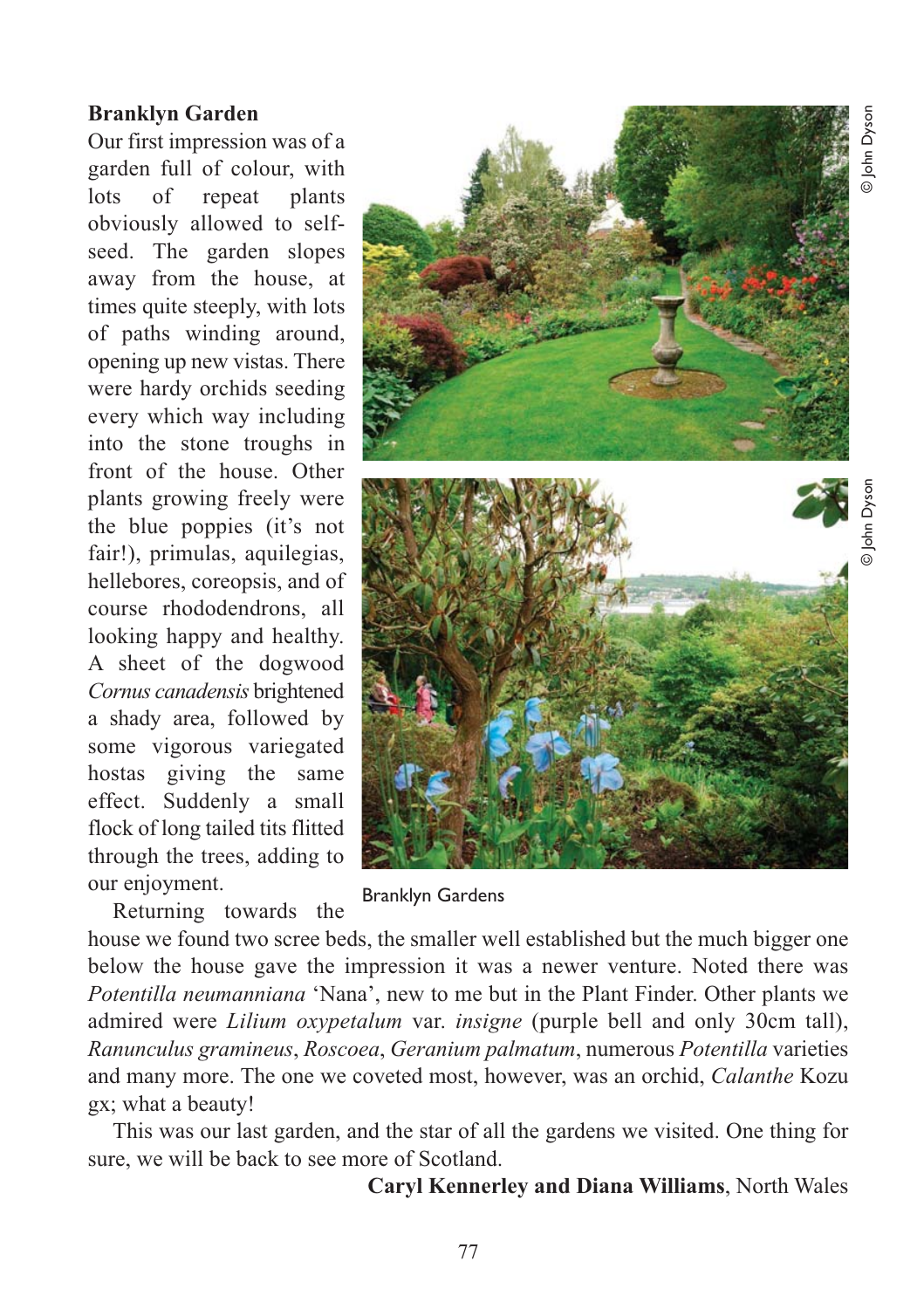**Branklyn Garden**

Our first impression was of a garden full of colour, with lots of repeat plants obviously allowed to self-seed. The garden slopes away from the house, at times quite steeply, with lots of paths winding around, opening up new vistas. There were hardy orchids seeding every which way including into the stone troughs in front of the house. Other plants growing freely were the blue poppies (it's not fair!), primulas, aquilegias, hellebores, coreopsis, and of course rhododendrons, all looking happy and healthy. A sheet of the dogwood *Cornus canadensis* brightened a shady area, followed by some vigorous variegated hostas giving the same effect. Suddenly a small flock of long tailed tits flitted through the trees, adding to our enjoyment.

© John Dyson

© John Dyson

Branklyn Gardens

Returning towards the house we found two scree beds, the smaller well established but the much bigger one below the house gave the impression it was a newer venture. Noted there was *Potentilla neumanniana* 'Nana', new to me but in the Plant Finder. Other plants we admired were *Lilium oxypetalum* var. *insigne* (purple bell and only 30cm tall), *Ranunculus gramineus*, *Roscoea*, *Geranium palmatum*, numerous *Potentilla* varieties and many more. The one we coveted most, however, was an orchid, *Calanthe* Kozu gx; what a beauty!

This was our last garden, and the star of all the gardens we visited. One thing for sure, we will be back to see more of Scotland.

**Caryl Kennerley and Diana Williams**, North Wales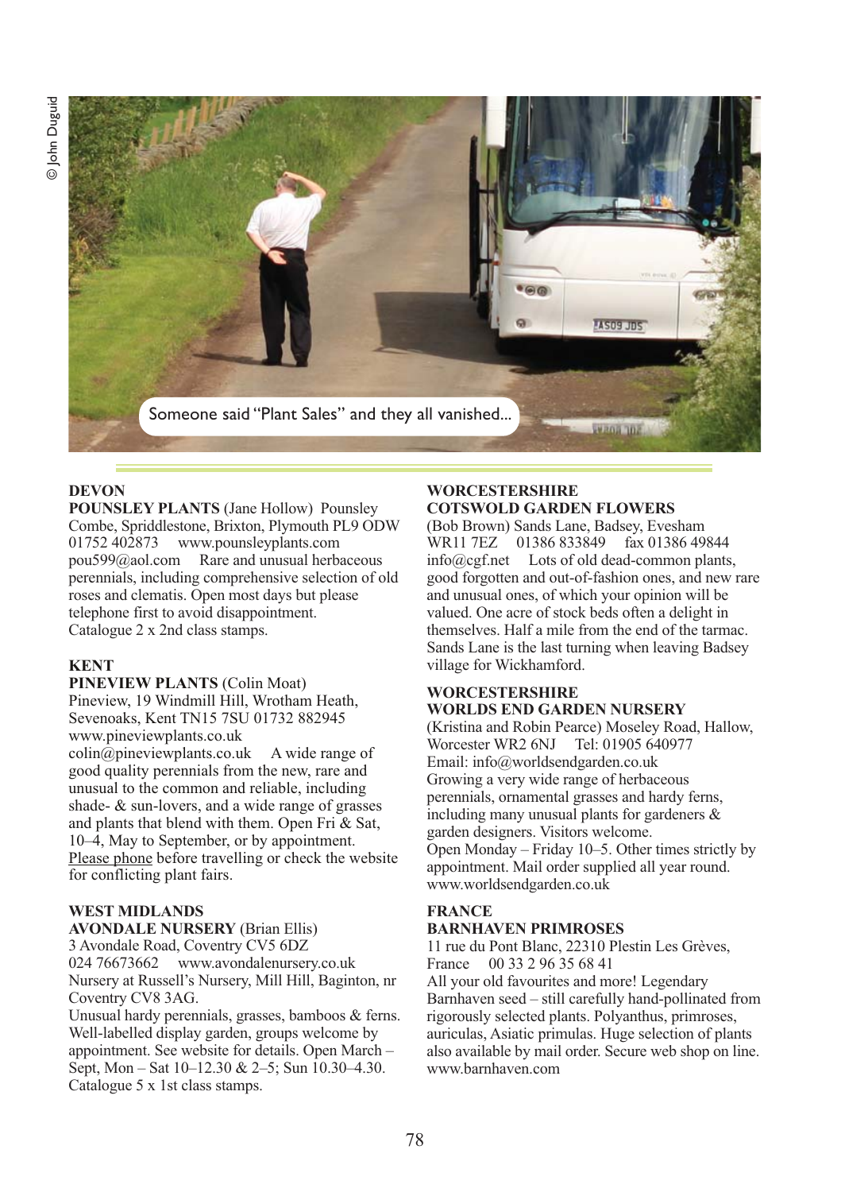© John Duguid

Someone said "Plant Sales" and they all vanished...

**DEVON**

**POUNSLEY PLANTS** (Jane Hollow) Pounsley Combe, Spriddlestone, Brixton, Plymouth PL9 ODW 01752 402873 www.pounsleyplants.com pou599@aol.com Rare and unusual herbaceous perennials, including comprehensive selection of old roses and clematis. Open most days but please telephone first to avoid disappointment. Catalogue 2 x 2nd class stamps.

**KENT**

**PINEVIEW PLANTS** (Colin Moat) Pineview, 19 Windmill Hill, Wrotham Heath, Sevenoaks, Kent TN15 7SU 01732 882945 www.pineviewplants.co.uk colin@pineviewplants.co.uk A wide range of good quality perennials from the new, rare and unusual to the common and reliable, including shade- & sun-lovers, and a wide range of grasses and plants that blend with them. Open Fri & Sat, 10–4, May to September, or by appointment. Please phone before travelling or check the website for conflicting plant fairs.

**WEST MIDLANDS**

**AVONDALE NURSERY** (Brian Ellis) 3 Avondale Road, Coventry CV5 6DZ 024 76673662 www.avondalenursery.co.uk Nursery at Russell's Nursery, Mill Hill, Baginton, nr Coventry CV8 3AG. Unusual hardy perennials, grasses, bamboos & ferns. Well-labelled display garden, groups welcome by appointment. See website for details. Open March – Sept, Mon – Sat 10–12.30 & 2–5; Sun 10.30–4.30. Catalogue 5 x 1st class stamps.

**WORCESTERSHIRE**

**COTSWOLD GARDEN FLOWERS** (Bob Brown) Sands Lane, Badsey, Evesham WR11 7EZ 01386 833849 fax 01386 49844 info@cgf.net Lots of old dead-common plants, good forgotten and out-of-fashion ones, and new rare and unusual ones, of which your opinion will be valued. One acre of stock beds often a delight in themselves. Half a mile from the end of the tarmac. Sands Lane is the last turning when leaving Badsey village for Wickhamford.

**WORCESTERSHIRE**

**WORLDS END GARDEN NURSERY** (Kristina and Robin Pearce) Moseley Road, Hallow, Worcester WR2 6NJ Tel: 01905 640977 Email: info@worldsendgarden.co.uk Growing a very wide range of herbaceous perennials, ornamental grasses and hardy ferns, including many unusual plants for gardeners & garden designers. Visitors welcome. Open Monday – Friday 10–5. Other times strictly by appointment. Mail order supplied all year round. www.worldsendgarden.co.uk

**FRANCE**

**BARNHAVEN PRIMROSES** 11 rue du Pont Blanc, 22310 Plestin Les Grèves, France 00 33 2 96 35 68 41 All your old favourites and more! Legendary Barnhaven seed – still carefully hand-pollinated from rigorously selected plants. Polyanthus, primroses, auriculas, Asiatic primulas. Huge selection of plants also available by mail order. Secure web shop on line. www.barnhaven.com